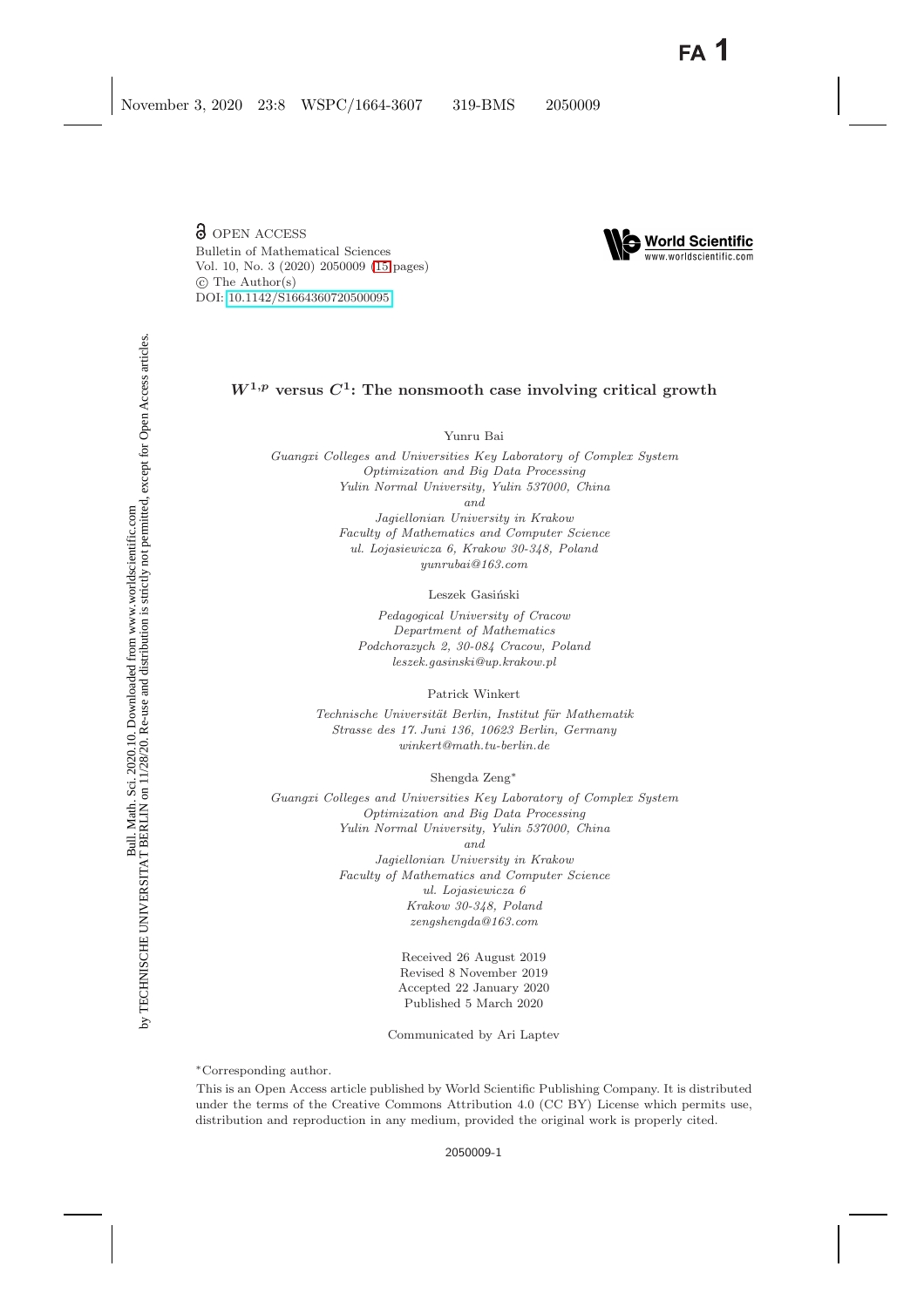OPEN ACCESS
Bulletin of Mathematical Sciences
Vol. 10, No. 3 (2020) 2050009 (15 pages)
© The Author(s)
DOI: 10.1142/S1664360720500095

# $W^{1,p}$ versus $C^1$: The nonsmooth case involving critical growth

Yunru Bai

*Guangxi Colleges and Universities Key Laboratory of Complex System Optimization and Big Data Processing*
*Yulin Normal University, Yulin 537000, China*
*and*
*Jagiellonian University in Krakow*
*Faculty of Mathematics and Computer Science*
*ul. Lojasiewicza 6, Krakow 30-348, Poland*
*yunrubai@163.com*

Leszek Gasiński

*Pedagogical University of Cracow*
*Department of Mathematics*
*Podchorazych 2, 30-084 Cracow, Poland*
*leszek.gasinski@up.krakow.pl*

Patrick Winkert

*Technische Universität Berlin, Institut für Mathematik*
*Strasse des 17. Juni 136, 10623 Berlin, Germany*
*winkert@math.tu-berlin.de*

Shengda Zeng*

*Guangxi Colleges and Universities Key Laboratory of Complex System Optimization and Big Data Processing*
*Yulin Normal University, Yulin 537000, China*
*and*
*Jagiellonian University in Krakow*
*Faculty of Mathematics and Computer Science*
*ul. Lojasiewicza 6*
*Krakow 30-348, Poland*
*zengshengda@163.com*

Received 26 August 2019
Revised 8 November 2019
Accepted 22 January 2020
Published 5 March 2020

Communicated by Ari Laptev

*Corresponding author.

This is an Open Access article published by World Scientific Publishing Company. It is distributed under the terms of the Creative Commons Attribution 4.0 (CC BY) License which permits use, distribution and reproduction in any medium, provided the original work is properly cited.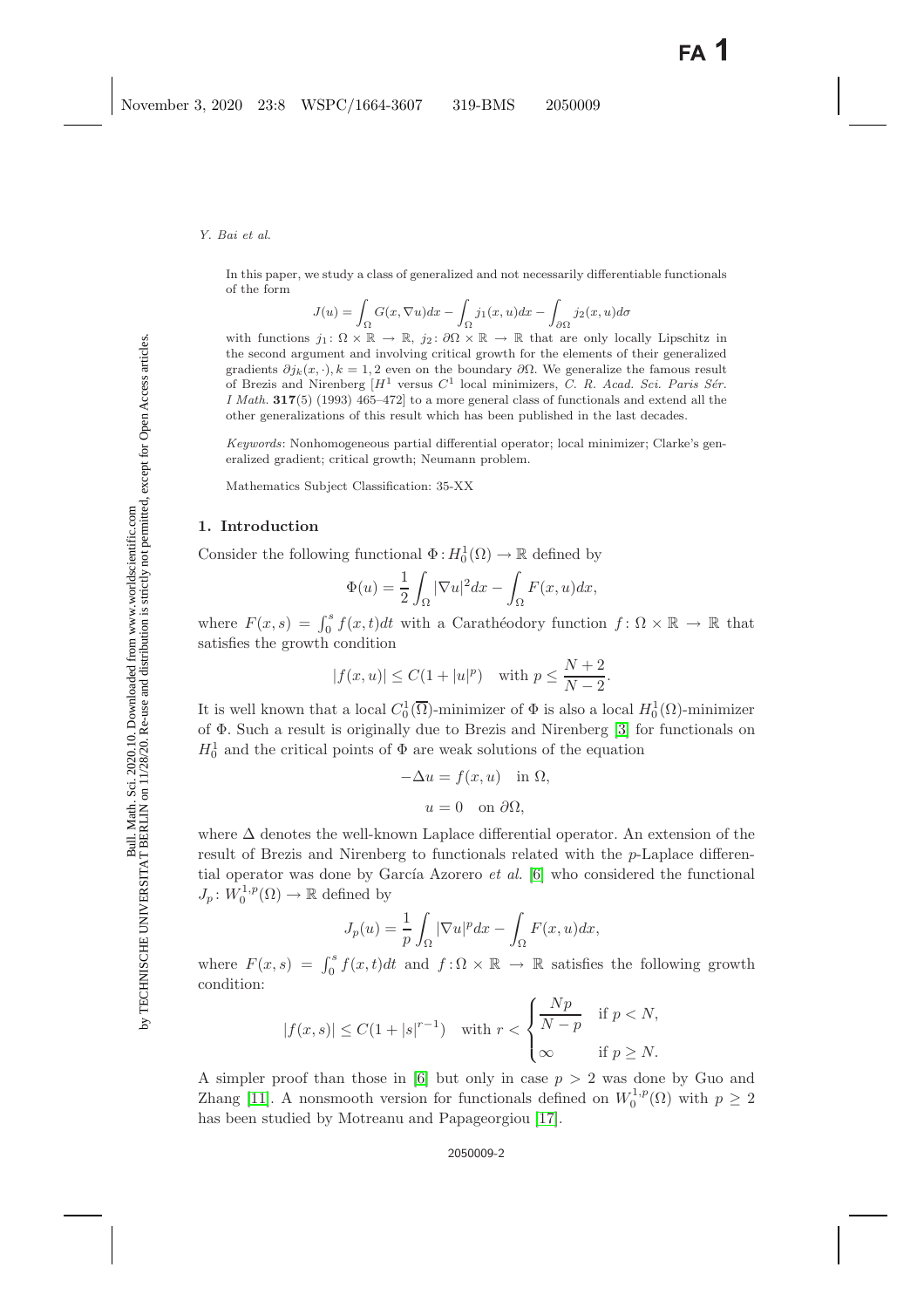In this paper, we study a class of generalized and not necessarily differentiable functionals of the form

$$J(u) = \int_\Omega G(x, \nabla u)dx - \int_\Omega j_1(x, u)dx - \int_{\partial\Omega} j_2(x, u)d\sigma$$

with functions $j_1 \colon \Omega \times \mathbb{R} \to \mathbb{R}$, $j_2 \colon \partial\Omega \times \mathbb{R} \to \mathbb{R}$ that are only locally Lipschitz in the second argument and involving critical growth for the elements of their generalized gradients $\partial j_k(x, \cdot), k = 1, 2$ even on the boundary $\partial\Omega$. We generalize the famous result of Brezis and Nirenberg [$H^1$ versus $C^1$ local minimizers, *C. R. Acad. Sci. Paris Sér. I Math.* **317**(5) (1993) 465–472] to a more general class of functionals and extend all the other generalizations of this result which has been published in the last decades.

*Keywords*: Nonhomogeneous partial differential operator; local minimizer; Clarke's generalized gradient; critical growth; Neumann problem.

Mathematics Subject Classification: 35-XX

## 1. Introduction

Consider the following functional $\Phi \colon H_0^1(\Omega) \to \mathbb{R}$ defined by

$$\Phi(u) = \frac{1}{2}\int_\Omega |\nabla u|^2 dx - \int_\Omega F(x, u)dx,$$

where $F(x, s) = \int_0^s f(x, t)dt$ with a Carathéodory function $f \colon \Omega \times \mathbb{R} \to \mathbb{R}$ that satisfies the growth condition

$$|f(x, u)| \le C(1 + |u|^p) \quad \text{with } p \le \frac{N+2}{N-2}.$$

It is well known that a local $C_0^1(\overline{\Omega})$-minimizer of $\Phi$ is also a local $H_0^1(\Omega)$-minimizer of $\Phi$. Such a result is originally due to Brezis and Nirenberg [3] for functionals on $H_0^1$ and the critical points of $\Phi$ are weak solutions of the equation

$$-\Delta u = f(x, u) \quad \text{in } \Omega,$$

$$u = 0 \quad \text{on } \partial\Omega,$$

where $\Delta$ denotes the well-known Laplace differential operator. An extension of the result of Brezis and Nirenberg to functionals related with the $p$-Laplace differential operator was done by García Azorero *et al.* [6] who considered the functional $J_p \colon W_0^{1,p}(\Omega) \to \mathbb{R}$ defined by

$$J_p(u) = \frac{1}{p}\int_\Omega |\nabla u|^p dx - \int_\Omega F(x, u)dx,$$

where $F(x, s) = \int_0^s f(x, t)dt$ and $f \colon \Omega \times \mathbb{R} \to \mathbb{R}$ satisfies the following growth condition:

$$|f(x, s)| \le C(1 + |s|^{r-1}) \quad \text{with } r < \begin{cases} \dfrac{Np}{N-p} & \text{if } p < N, \\ \infty & \text{if } p \ge N. \end{cases}$$

A simpler proof than those in [6] but only in case $p > 2$ was done by Guo and Zhang [11]. A nonsmooth version for functionals defined on $W_0^{1,p}(\Omega)$ with $p \ge 2$ has been studied by Motreanu and Papageorgiou [17].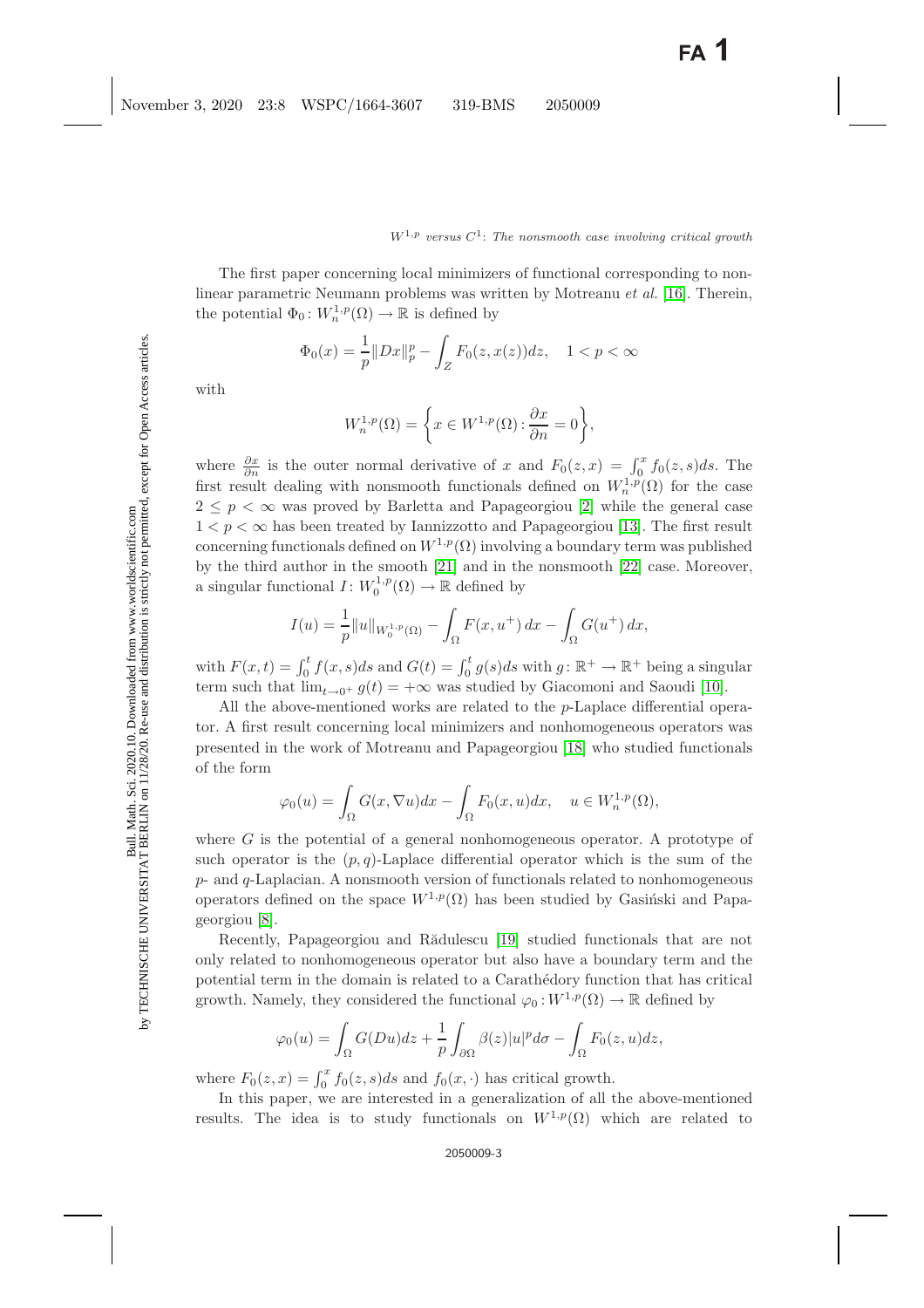The first paper concerning local minimizers of functional corresponding to nonlinear parametric Neumann problems was written by Motreanu *et al.* [16]. Therein, the potential $\Phi_0 : W_n^{1,p}(\Omega) \to \mathbb{R}$ is defined by

$$\Phi_0(x) = \frac{1}{p}\|Dx\|_p^p - \int_Z F_0(z, x(z))dz, \quad 1 < p < \infty$$

with

$$W_n^{1,p}(\Omega) = \left\{ x \in W^{1,p}(\Omega) : \frac{\partial x}{\partial n} = 0 \right\},$$

where $\frac{\partial x}{\partial n}$ is the outer normal derivative of $x$ and $F_0(z,x) = \int_0^x f_0(z,s)ds$. The first result dealing with nonsmooth functionals defined on $W_n^{1,p}(\Omega)$ for the case $2 \leq p < \infty$ was proved by Barletta and Papageorgiou [2] while the general case $1 < p < \infty$ has been treated by Iannizzotto and Papageorgiou [13]. The first result concerning functionals defined on $W^{1,p}(\Omega)$ involving a boundary term was published by the third author in the smooth [21] and in the nonsmooth [22] case. Moreover, a singular functional $I : W_0^{1,p}(\Omega) \to \mathbb{R}$ defined by

$$I(u) = \frac{1}{p}\|u\|_{W_0^{1,p}(\Omega)} - \int_\Omega F(x, u^+)\, dx - \int_\Omega G(u^+)\, dx,$$

with $F(x,t) = \int_0^t f(x,s)ds$ and $G(t) = \int_0^t g(s)ds$ with $g : \mathbb{R}^+ \to \mathbb{R}^+$ being a singular term such that $\lim_{t \to 0^+} g(t) = +\infty$ was studied by Giacomoni and Saoudi [10].

All the above-mentioned works are related to the $p$-Laplace differential operator. A first result concerning local minimizers and nonhomogeneous operators was presented in the work of Motreanu and Papageorgiou [18] who studied functionals of the form

$$\varphi_0(u) = \int_\Omega G(x, \nabla u)dx - \int_\Omega F_0(x,u)dx, \quad u \in W_n^{1,p}(\Omega),$$

where $G$ is the potential of a general nonhomogeneous operator. A prototype of such operator is the $(p,q)$-Laplace differential operator which is the sum of the $p$- and $q$-Laplacian. A nonsmooth version of functionals related to nonhomogeneous operators defined on the space $W^{1,p}(\Omega)$ has been studied by Gasiński and Papageorgiou [8].

Recently, Papageorgiou and Rădulescu [19] studied functionals that are not only related to nonhomogeneous operator but also have a boundary term and the potential term in the domain is related to a Carathéodory function that has critical growth. Namely, they considered the functional $\varphi_0 : W^{1,p}(\Omega) \to \mathbb{R}$ defined by

$$\varphi_0(u) = \int_\Omega G(Du)dz + \frac{1}{p}\int_{\partial\Omega} \beta(z)|u|^p d\sigma - \int_\Omega F_0(z,u)dz,$$

where $F_0(z,x) = \int_0^x f_0(z,s)ds$ and $f_0(x,\cdot)$ has critical growth.

In this paper, we are interested in a generalization of all the above-mentioned results. The idea is to study functionals on $W^{1,p}(\Omega)$ which are related to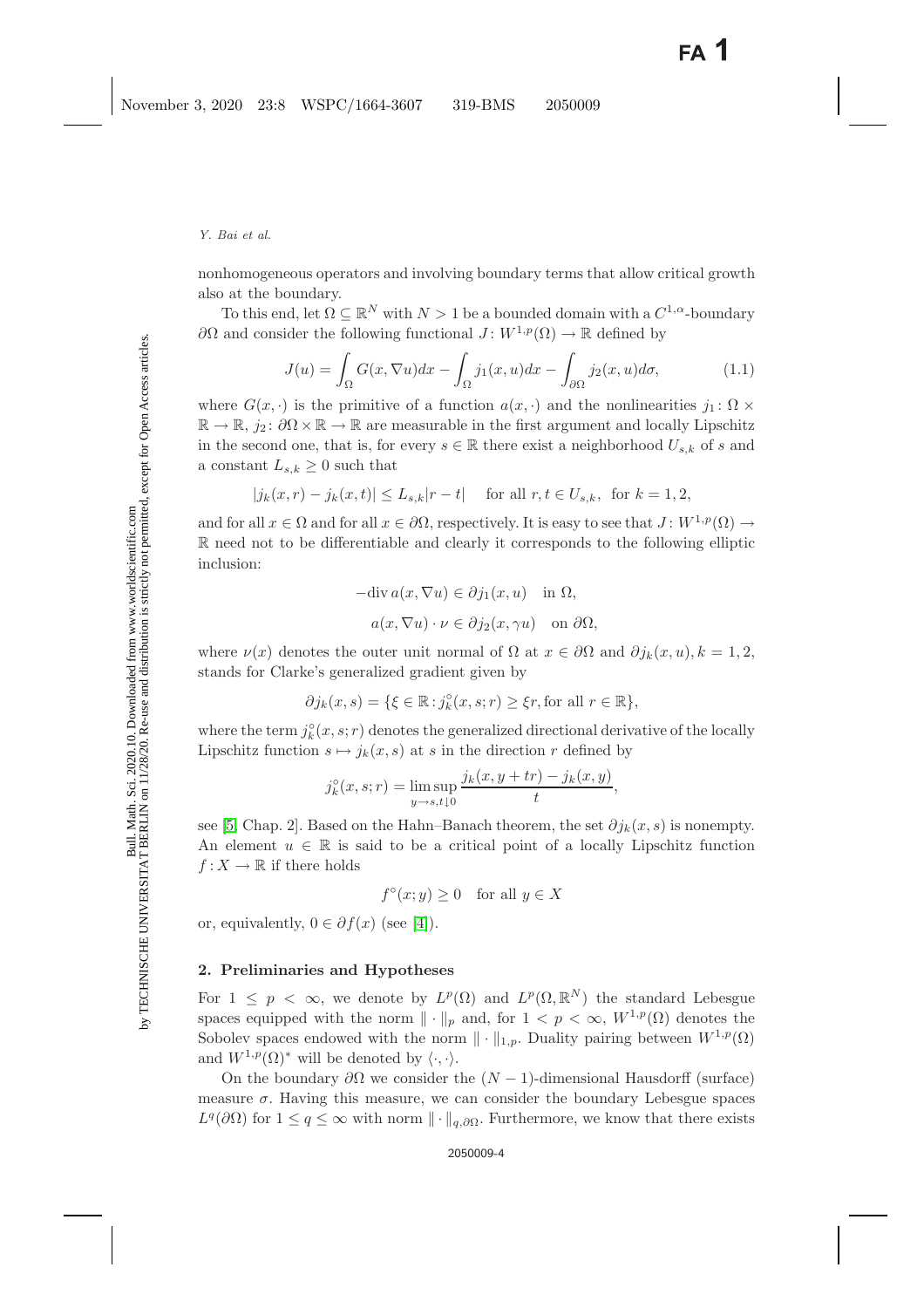nonhomogeneous operators and involving boundary terms that allow critical growth also at the boundary.

To this end, let $\Omega \subseteq \mathbb{R}^N$ with $N > 1$ be a bounded domain with a $C^{1,\alpha}$-boundary $\partial\Omega$ and consider the following functional $J\colon W^{1,p}(\Omega) \to \mathbb{R}$ defined by

$$J(u) = \int_\Omega G(x, \nabla u)dx - \int_\Omega j_1(x,u)dx - \int_{\partial\Omega} j_2(x,u)d\sigma, \tag{1.1}$$

where $G(x,\cdot)$ is the primitive of a function $a(x,\cdot)$ and the nonlinearities $j_1\colon \Omega \times \mathbb{R} \to \mathbb{R}$, $j_2\colon \partial\Omega \times \mathbb{R} \to \mathbb{R}$ are measurable in the first argument and locally Lipschitz in the second one, that is, for every $s \in \mathbb{R}$ there exist a neighborhood $U_{s,k}$ of $s$ and a constant $L_{s,k} \geq 0$ such that

$$|j_k(x,r) - j_k(x,t)| \leq L_{s,k}|r-t| \quad \text{for all } r,t \in U_{s,k}, \text{ for } k = 1,2,$$

and for all $x \in \Omega$ and for all $x \in \partial\Omega$, respectively. It is easy to see that $J\colon W^{1,p}(\Omega) \to \mathbb{R}$ need not to be differentiable and clearly it corresponds to the following elliptic inclusion:

$$-\operatorname{div} a(x, \nabla u) \in \partial j_1(x,u) \quad \text{in } \Omega,$$

$$a(x, \nabla u) \cdot \nu \in \partial j_2(x, \gamma u) \quad \text{on } \partial\Omega,$$

where $\nu(x)$ denotes the outer unit normal of $\Omega$ at $x \in \partial\Omega$ and $\partial j_k(x,u), k = 1,2,$ stands for Clarke's generalized gradient given by

$$\partial j_k(x,s) = \{\xi \in \mathbb{R} : j_k^\circ(x,s;r) \geq \xi r, \text{for all } r \in \mathbb{R}\},$$

where the term $j_k^\circ(x,s;r)$ denotes the generalized directional derivative of the locally Lipschitz function $s \mapsto j_k(x,s)$ at $s$ in the direction $r$ defined by

$$j_k^\circ(x,s;r) = \limsup_{y \to s, t \downarrow 0} \frac{j_k(x, y+tr) - j_k(x,y)}{t},$$

see [5, Chap. 2]. Based on the Hahn–Banach theorem, the set $\partial j_k(x,s)$ is nonempty. An element $u \in \mathbb{R}$ is said to be a critical point of a locally Lipschitz function $f: X \to \mathbb{R}$ if there holds

$$f^\circ(x;y) \geq 0 \quad \text{for all } y \in X$$

or, equivalently, $0 \in \partial f(x)$ (see [4]).

## 2. Preliminaries and Hypotheses

For $1 \leq p < \infty$, we denote by $L^p(\Omega)$ and $L^p(\Omega, \mathbb{R}^N)$ the standard Lebesgue spaces equipped with the norm $\|\cdot\|_p$ and, for $1 < p < \infty$, $W^{1,p}(\Omega)$ denotes the Sobolev spaces endowed with the norm $\|\cdot\|_{1,p}$. Duality pairing between $W^{1,p}(\Omega)$ and $W^{1,p}(\Omega)^*$ will be denoted by $\langle\cdot,\cdot\rangle$.

On the boundary $\partial\Omega$ we consider the $(N-1)$-dimensional Hausdorff (surface) measure $\sigma$. Having this measure, we can consider the boundary Lebesgue spaces $L^q(\partial\Omega)$ for $1 \leq q \leq \infty$ with norm $\|\cdot\|_{q,\partial\Omega}$. Furthermore, we know that there exists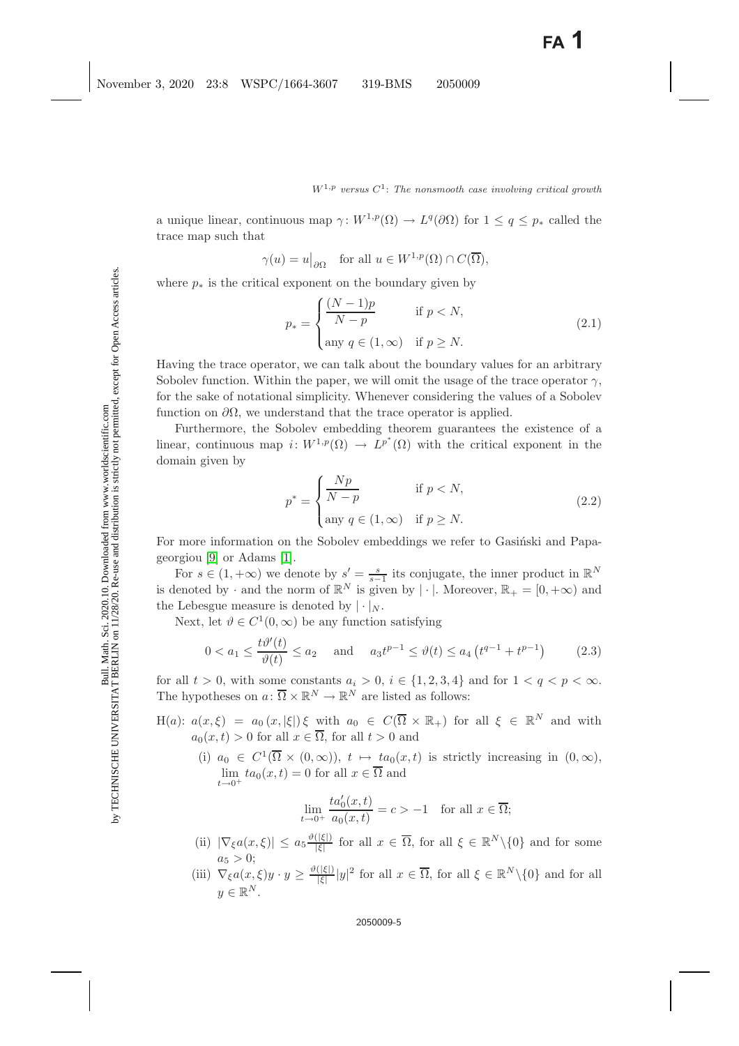a unique linear, continuous map $\gamma\colon W^{1,p}(\Omega) \to L^q(\partial\Omega)$ for $1 \le q \le p_*$ called the trace map such that

$$\gamma(u) = u\big|_{\partial\Omega} \quad \text{for all } u \in W^{1,p}(\Omega) \cap C(\overline{\Omega}),$$

where $p_*$ is the critical exponent on the boundary given by

$$p_* = \begin{cases} \dfrac{(N-1)p}{N-p} & \text{if } p < N, \\ \text{any } q \in (1,\infty) & \text{if } p \ge N. \end{cases} \tag{2.1}$$

Having the trace operator, we can talk about the boundary values for an arbitrary Sobolev function. Within the paper, we will omit the usage of the trace operator $\gamma$, for the sake of notational simplicity. Whenever considering the values of a Sobolev function on $\partial\Omega$, we understand that the trace operator is applied.

Furthermore, the Sobolev embedding theorem guarantees the existence of a linear, continuous map $i\colon W^{1,p}(\Omega) \to L^{p^*}(\Omega)$ with the critical exponent in the domain given by

$$p^* = \begin{cases} \dfrac{Np}{N-p} & \text{if } p < N, \\ \text{any } q \in (1,\infty) & \text{if } p \ge N. \end{cases} \tag{2.2}$$

For more information on the Sobolev embeddings we refer to Gasiński and Papageorgiou [9] or Adams [1].

For $s \in (1,+\infty)$ we denote by $s' = \frac{s}{s-1}$ its conjugate, the inner product in $\mathbb{R}^N$ is denoted by $\cdot$ and the norm of $\mathbb{R}^N$ is given by $|\cdot|$. Moreover, $\mathbb{R}_+ = [0,+\infty)$ and the Lebesgue measure is denoted by $|\cdot|_N$.

Next, let $\vartheta \in C^1(0,\infty)$ be any function satisfying

$$0 < a_1 \le \frac{t\vartheta'(t)}{\vartheta(t)} \le a_2 \quad \text{and} \quad a_3 t^{p-1} \le \vartheta(t) \le a_4\left(t^{q-1} + t^{p-1}\right) \tag{2.3}$$

for all $t > 0$, with some constants $a_i > 0$, $i \in \{1,2,3,4\}$ and for $1 < q < p < \infty$. The hypotheses on $a\colon \overline{\Omega} \times \mathbb{R}^N \to \mathbb{R}^N$ are listed as follows:

H($a$): $a(x,\xi) = a_0(x,|\xi|)\,\xi$ with $a_0 \in C(\overline{\Omega} \times \mathbb{R}_+)$ for all $\xi \in \mathbb{R}^N$ and with $a_0(x,t) > 0$ for all $x \in \overline{\Omega}$, for all $t > 0$ and

(i) $a_0 \in C^1(\overline{\Omega} \times (0,\infty))$, $t \mapsto ta_0(x,t)$ is strictly increasing in $(0,\infty)$, $\lim\limits_{t\to 0^+} ta_0(x,t) = 0$ for all $x \in \overline{\Omega}$ and

$$\lim_{t\to 0^+} \frac{ta_0'(x,t)}{a_0(x,t)} = c > -1 \quad \text{for all } x \in \overline{\Omega};$$

(ii) $|\nabla_\xi a(x,\xi)| \le a_5 \frac{\vartheta(|\xi|)}{|\xi|}$ for all $x \in \overline{\Omega}$, for all $\xi \in \mathbb{R}^N \setminus \{0\}$ and for some $a_5 > 0$;

(iii) $\nabla_\xi a(x,\xi) y \cdot y \ge \frac{\vartheta(|\xi|)}{|\xi|}|y|^2$ for all $x \in \overline{\Omega}$, for all $\xi \in \mathbb{R}^N \setminus \{0\}$ and for all $y \in \mathbb{R}^N$.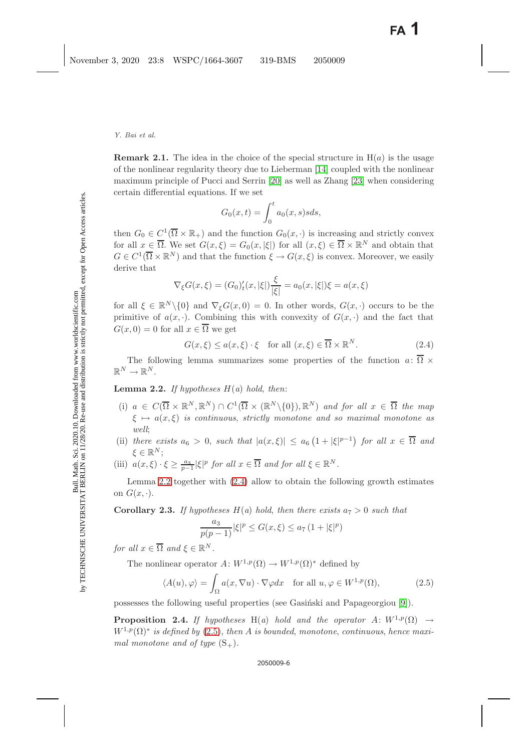**Remark 2.1.** The idea in the choice of the special structure in H$(a)$ is the usage of the nonlinear regularity theory due to Lieberman [14] coupled with the nonlinear maximum principle of Pucci and Serrin [20] as well as Zhang [23] when considering certain differential equations. If we set

$$G_0(x,t) = \int_0^t a_0(x,s)s ds,$$

then $G_0 \in C^1(\overline{\Omega} \times \mathbb{R}_+)$ and the function $G_0(x,\cdot)$ is increasing and strictly convex for all $x \in \overline{\Omega}$. We set $G(x,\xi) = G_0(x,|\xi|)$ for all $(x,\xi) \in \overline{\Omega} \times \mathbb{R}^N$ and obtain that $G \in C^1(\overline{\Omega} \times \mathbb{R}^N)$ and that the function $\xi \to G(x,\xi)$ is convex. Moreover, we easily derive that

$$\nabla_\xi G(x,\xi) = (G_0)'_t(x,|\xi|)\frac{\xi}{|\xi|} = a_0(x,|\xi|)\xi = a(x,\xi)$$

for all $\xi \in \mathbb{R}^N \backslash \{0\}$ and $\nabla_\xi G(x,0) = 0$. In other words, $G(x,\cdot)$ occurs to be the primitive of $a(x,\cdot)$. Combining this with convexity of $G(x,\cdot)$ and the fact that $G(x,0) = 0$ for all $x \in \overline{\Omega}$ we get

$$G(x,\xi) \leq a(x,\xi)\cdot\xi \quad \text{for all } (x,\xi) \in \overline{\Omega} \times \mathbb{R}^N. \tag{2.4}$$

The following lemma summarizes some properties of the function $a\colon \overline{\Omega} \times \mathbb{R}^N \to \mathbb{R}^N$.

**Lemma 2.2.** *If hypotheses $H(a)$ hold, then*:

- (i) $a \in C(\overline{\Omega} \times \mathbb{R}^N, \mathbb{R}^N) \cap C^1(\overline{\Omega} \times (\mathbb{R}^N \backslash \{0\}), \mathbb{R}^N)$ *and for all $x \in \overline{\Omega}$ the map $\xi \mapsto a(x,\xi)$ is continuous, strictly monotone and so maximal monotone as well*;
- (ii) *there exists $a_6 > 0$, such that $|a(x,\xi)| \leq a_6\left(1 + |\xi|^{p-1}\right)$ for all $x \in \overline{\Omega}$ and $\xi \in \mathbb{R}^N$*;
- (iii) $a(x,\xi)\cdot\xi \geq \frac{a_3}{p-1}|\xi|^p$ *for all $x \in \overline{\Omega}$ and for all $\xi \in \mathbb{R}^N$.*

Lemma 2.2 together with (2.4) allow to obtain the following growth estimates on $G(x,\cdot)$.

**Corollary 2.3.** *If hypotheses $H(a)$ hold, then there exists $a_7 > 0$ such that*

$$\frac{a_3}{p(p-1)}|\xi|^p \leq G(x,\xi) \leq a_7\left(1 + |\xi|^p\right)$$

*for all $x \in \overline{\Omega}$ and $\xi \in \mathbb{R}^N$.*

The nonlinear operator $A\colon W^{1,p}(\Omega) \to W^{1,p}(\Omega)^*$ defined by

$$\langle A(u),\varphi\rangle = \int_\Omega a(x,\nabla u)\cdot\nabla\varphi dx \quad \text{for all } u,\varphi \in W^{1,p}(\Omega), \tag{2.5}$$

possesses the following useful properties (see Gasiński and Papageorgiou [9]).

**Proposition 2.4.** *If hypotheses* H$(a)$ *hold and the operator $A\colon W^{1,p}(\Omega) \to W^{1,p}(\Omega)^*$ is defined by* (2.5), *then $A$ is bounded, monotone, continuous, hence maximal monotone and of type* $(\mathrm{S}_+)$.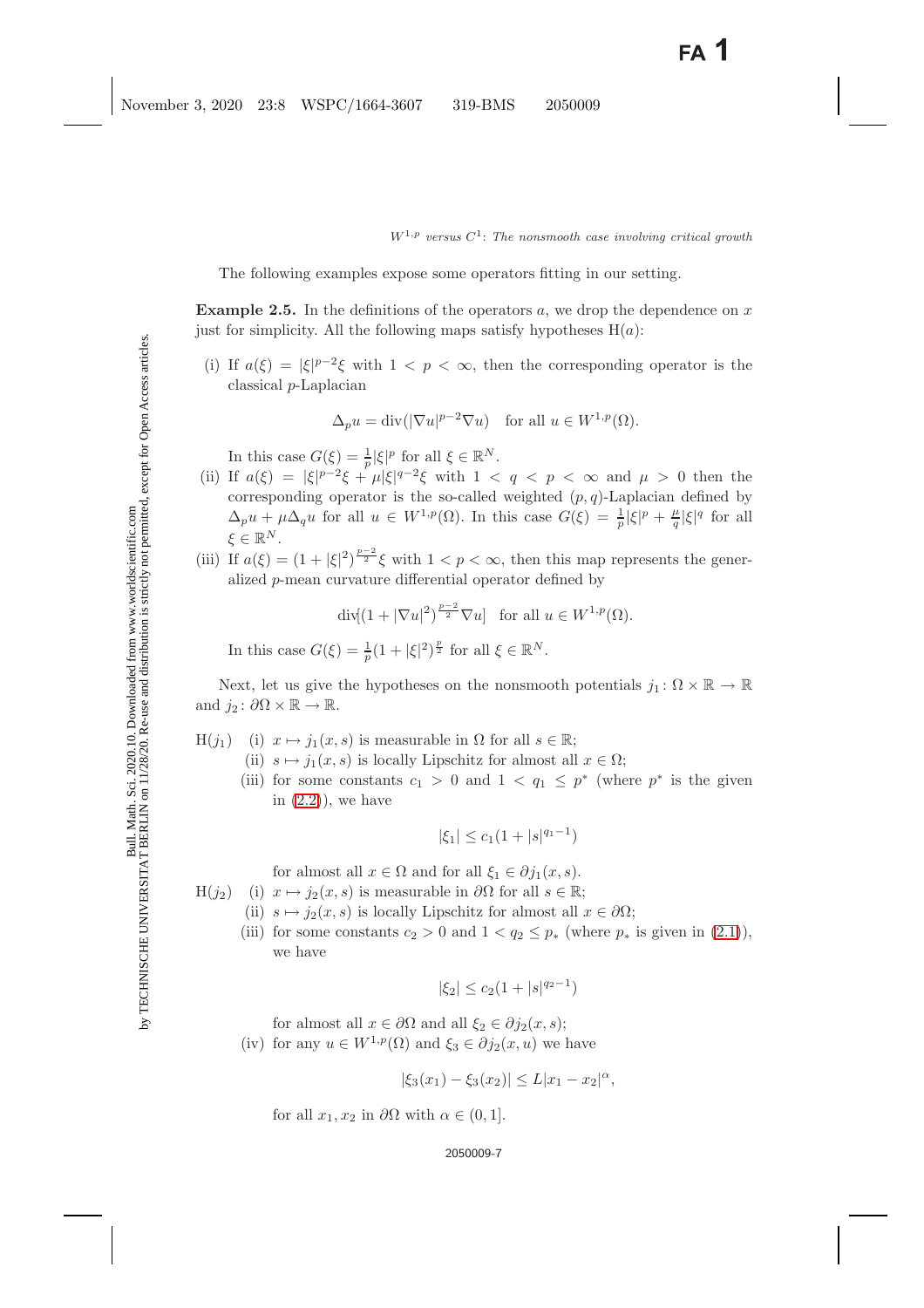The following examples expose some operators fitting in our setting.

**Example 2.5.** In the definitions of the operators $a$, we drop the dependence on $x$ just for simplicity. All the following maps satisfy hypotheses H($a$):

(i) If $a(\xi) = |\xi|^{p-2}\xi$ with $1 < p < \infty$, then the corresponding operator is the classical $p$-Laplacian

$$\Delta_p u = \operatorname{div}(|\nabla u|^{p-2}\nabla u) \quad \text{for all } u \in W^{1,p}(\Omega).$$

In this case $G(\xi) = \frac{1}{p}|\xi|^p$ for all $\xi \in \mathbb{R}^N$.

(ii) If $a(\xi) = |\xi|^{p-2}\xi + \mu|\xi|^{q-2}\xi$ with $1 < q < p < \infty$ and $\mu > 0$ then the corresponding operator is the so-called weighted $(p,q)$-Laplacian defined by $\Delta_p u + \mu\Delta_q u$ for all $u \in W^{1,p}(\Omega)$. In this case $G(\xi) = \frac{1}{p}|\xi|^p + \frac{\mu}{q}|\xi|^q$ for all $\xi \in \mathbb{R}^N$.

(iii) If $a(\xi) = (1 + |\xi|^2)^{\frac{p-2}{2}}\xi$ with $1 < p < \infty$, then this map represents the generalized $p$-mean curvature differential operator defined by

$$\operatorname{div}[(1 + |\nabla u|^2)^{\frac{p-2}{2}}\nabla u] \quad \text{for all } u \in W^{1,p}(\Omega).$$

In this case $G(\xi) = \frac{1}{p}(1 + |\xi|^2)^{\frac{p}{2}}$ for all $\xi \in \mathbb{R}^N$.

Next, let us give the hypotheses on the nonsmooth potentials $j_1 : \Omega \times \mathbb{R} \to \mathbb{R}$ and $j_2 : \partial\Omega \times \mathbb{R} \to \mathbb{R}$.

H($j_1$)
- (i) $x \mapsto j_1(x,s)$ is measurable in $\Omega$ for all $s \in \mathbb{R}$;
- (ii) $s \mapsto j_1(x,s)$ is locally Lipschitz for almost all $x \in \Omega$;
- (iii) for some constants $c_1 > 0$ and $1 < q_1 \leq p^*$ (where $p^*$ is the given in (2.2)), we have

$$|\xi_1| \leq c_1(1 + |s|^{q_1 - 1})$$

for almost all $x \in \Omega$ and for all $\xi_1 \in \partial j_1(x,s)$.

H($j_2$)
- (i) $x \mapsto j_2(x,s)$ is measurable in $\partial\Omega$ for all $s \in \mathbb{R}$;
- (ii) $s \mapsto j_2(x,s)$ is locally Lipschitz for almost all $x \in \partial\Omega$;
- (iii) for some constants $c_2 > 0$ and $1 < q_2 \leq p_*$ (where $p_*$ is given in (2.1)), we have

$$|\xi_2| \leq c_2(1 + |s|^{q_2 - 1})$$

for almost all $x \in \partial\Omega$ and all $\xi_2 \in \partial j_2(x,s)$;
- (iv) for any $u \in W^{1,p}(\Omega)$ and $\xi_3 \in \partial j_2(x,u)$ we have

$$|\xi_3(x_1) - \xi_3(x_2)| \leq L|x_1 - x_2|^{\alpha},$$

for all $x_1, x_2$ in $\partial\Omega$ with $\alpha \in (0,1]$.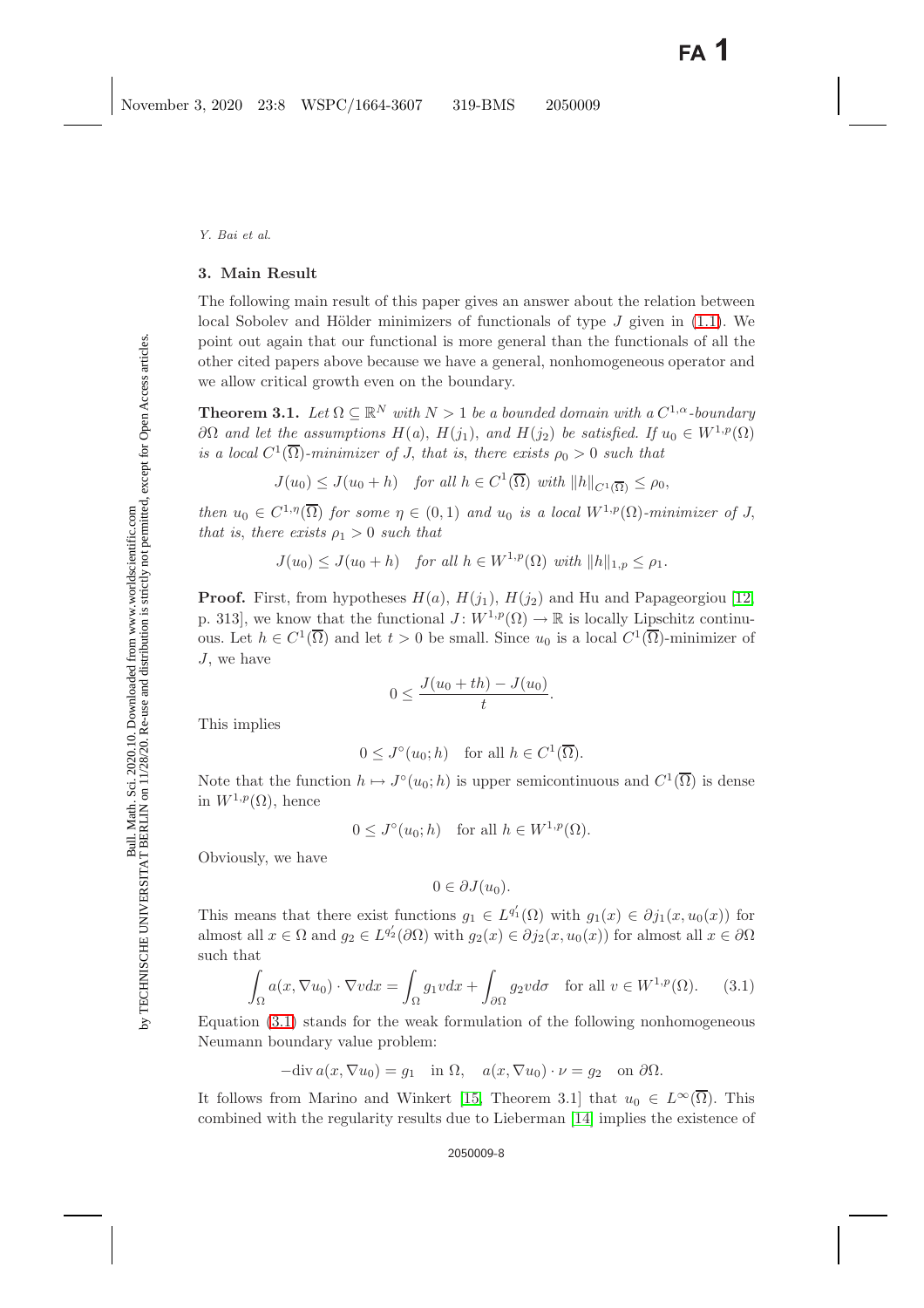## 3. Main Result

The following main result of this paper gives an answer about the relation between local Sobolev and Hölder minimizers of functionals of type $J$ given in (1.1). We point out again that our functional is more general than the functionals of all the other cited papers above because we have a general, nonhomogeneous operator and we allow critical growth even on the boundary.

**Theorem 3.1.** *Let $\Omega \subseteq \mathbb{R}^N$ with $N > 1$ be a bounded domain with a $C^{1,\alpha}$-boundary $\partial\Omega$ and let the assumptions $H(a)$, $H(j_1)$, and $H(j_2)$ be satisfied. If $u_0 \in W^{1,p}(\Omega)$ is a local $C^1(\overline{\Omega})$-minimizer of $J$, that is, there exists $\rho_0 > 0$ such that*

$$J(u_0) \leq J(u_0 + h) \quad \text{for all } h \in C^1(\overline{\Omega}) \text{ with } \|h\|_{C^1(\overline{\Omega})} \leq \rho_0,$$

*then $u_0 \in C^{1,\eta}(\overline{\Omega})$ for some $\eta \in (0,1)$ and $u_0$ is a local $W^{1,p}(\Omega)$-minimizer of $J$, that is, there exists $\rho_1 > 0$ such that*

$$J(u_0) \leq J(u_0 + h) \quad \text{for all } h \in W^{1,p}(\Omega) \text{ with } \|h\|_{1,p} \leq \rho_1.$$

**Proof.** First, from hypotheses $H(a)$, $H(j_1)$, $H(j_2)$ and Hu and Papageorgiou [12, p. 313], we know that the functional $J \colon W^{1,p}(\Omega) \to \mathbb{R}$ is locally Lipschitz continuous. Let $h \in C^1(\overline{\Omega})$ and let $t > 0$ be small. Since $u_0$ is a local $C^1(\overline{\Omega})$-minimizer of $J$, we have

$$0 \leq \frac{J(u_0 + th) - J(u_0)}{t}.$$

This implies

$$0 \leq J^\circ(u_0; h) \quad \text{for all } h \in C^1(\overline{\Omega}).$$

Note that the function $h \mapsto J^\circ(u_0; h)$ is upper semicontinuous and $C^1(\overline{\Omega})$ is dense in $W^{1,p}(\Omega)$, hence

$$0 \leq J^\circ(u_0; h) \quad \text{for all } h \in W^{1,p}(\Omega).$$

Obviously, we have

$$0 \in \partial J(u_0).$$

This means that there exist functions $g_1 \in L^{q_1'}(\Omega)$ with $g_1(x) \in \partial j_1(x, u_0(x))$ for almost all $x \in \Omega$ and $g_2 \in L^{q_2'}(\partial\Omega)$ with $g_2(x) \in \partial j_2(x, u_0(x))$ for almost all $x \in \partial\Omega$ such that

$$\int_\Omega a(x, \nabla u_0) \cdot \nabla v dx = \int_\Omega g_1 v dx + \int_{\partial\Omega} g_2 v d\sigma \quad \text{for all } v \in W^{1,p}(\Omega). \tag{3.1}$$

Equation (3.1) stands for the weak formulation of the following nonhomogeneous Neumann boundary value problem:

$$-\operatorname{div} a(x, \nabla u_0) = g_1 \quad \text{in } \Omega, \quad a(x, \nabla u_0) \cdot \nu = g_2 \quad \text{on } \partial\Omega.$$

It follows from Marino and Winkert [15, Theorem 3.1] that $u_0 \in L^\infty(\overline{\Omega})$. This combined with the regularity results due to Lieberman [14] implies the existence of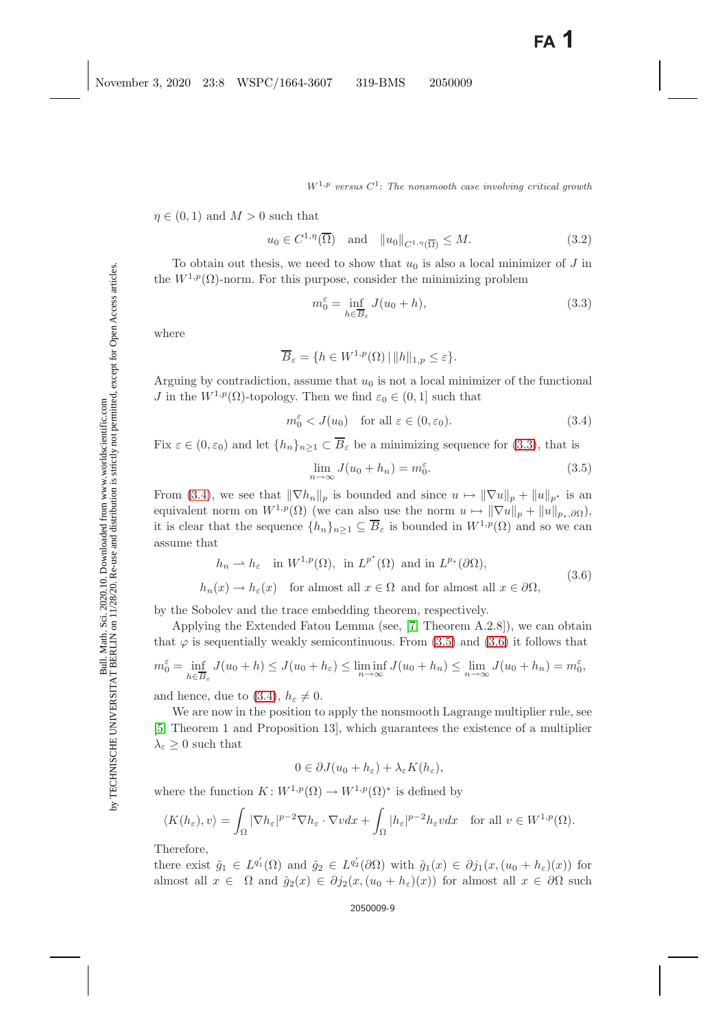$\eta \in (0,1)$ and $M > 0$ such that

$$u_0 \in C^{1,\eta}(\overline{\Omega}) \quad \text{and} \quad \|u_0\|_{C^{1,\eta}(\overline{\Omega})} \le M. \tag{3.2}$$

To obtain out thesis, we need to show that $u_0$ is also a local minimizer of $J$ in the $W^{1,p}(\Omega)$-norm. For this purpose, consider the minimizing problem

$$m_0^\varepsilon = \inf_{h \in \overline{B}_\varepsilon} J(u_0 + h), \tag{3.3}$$

where

$$\overline{B}_\varepsilon = \{h \in W^{1,p}(\Omega) \mid \|h\|_{1,p} \le \varepsilon\}.$$

Arguing by contradiction, assume that $u_0$ is not a local minimizer of the functional $J$ in the $W^{1,p}(\Omega)$-topology. Then we find $\varepsilon_0 \in (0,1]$ such that

$$m_0^\varepsilon < J(u_0) \quad \text{for all } \varepsilon \in (0, \varepsilon_0). \tag{3.4}$$

Fix $\varepsilon \in (0, \varepsilon_0)$ and let $\{h_n\}_{n \ge 1} \subset \overline{B}_\varepsilon$ be a minimizing sequence for (3.3), that is

$$\lim_{n \to \infty} J(u_0 + h_n) = m_0^\varepsilon. \tag{3.5}$$

From (3.4), we see that $\|\nabla h_n\|_p$ is bounded and since $u \mapsto \|\nabla u\|_p + \|u\|_{p^*}$ is an equivalent norm on $W^{1,p}(\Omega)$ (we can also use the norm $u \mapsto \|\nabla u\|_p + \|u\|_{p_*,\partial\Omega}$), it is clear that the sequence $\{h_n\}_{n \ge 1} \subseteq \overline{B}_\varepsilon$ is bounded in $W^{1,p}(\Omega)$ and so we can assume that

$$\begin{aligned} &h_n \rightharpoonup h_\varepsilon \quad \text{in } W^{1,p}(\Omega), \text{ in } L^{p^*}(\Omega) \text{ and in } L^{p_*}(\partial\Omega), \\ &h_n(x) \to h_\varepsilon(x) \quad \text{for almost all } x \in \Omega \text{ and for almost all } x \in \partial\Omega, \end{aligned} \tag{3.6}$$

by the Sobolev and the trace embedding theorem, respectively.

Applying the Extended Fatou Lemma (see, [7, Theorem A.2.8]), we can obtain that $\varphi$ is sequentially weakly semicontinuous. From (3.5) and (3.6) it follows that

$$m_0^\varepsilon = \inf_{h \in \overline{B}_\varepsilon} J(u_0 + h) \le J(u_0 + h_\varepsilon) \le \liminf_{n \to \infty} J(u_0 + h_n) \le \lim_{n \to \infty} J(u_0 + h_n) = m_0^\varepsilon,$$

and hence, due to (3.4), $h_\varepsilon \neq 0$.

We are now in the position to apply the nonsmooth Lagrange multiplier rule, see [5, Theorem 1 and Proposition 13], which guarantees the existence of a multiplier $\lambda_\varepsilon \ge 0$ such that

$$0 \in \partial J(u_0 + h_\varepsilon) + \lambda_\varepsilon K(h_\varepsilon),$$

where the function $K \colon W^{1,p}(\Omega) \to W^{1,p}(\Omega)^*$ is defined by

$$\langle K(h_\varepsilon), v\rangle = \int_\Omega |\nabla h_\varepsilon|^{p-2} \nabla h_\varepsilon \cdot \nabla v dx + \int_\Omega |h_\varepsilon|^{p-2} h_\varepsilon v dx \quad \text{for all } v \in W^{1,p}(\Omega).$$

Therefore,
there exist $\hat{g}_1 \in L^{q_1'}(\Omega)$ and $\hat{g}_2 \in L^{q_2'}(\partial\Omega)$ with $\hat{g}_1(x) \in \partial j_1(x, (u_0 + h_\varepsilon)(x))$ for almost all $x \in \Omega$ and $\hat{g}_2(x) \in \partial j_2(x, (u_0 + h_\varepsilon)(x))$ for almost all $x \in \partial\Omega$ such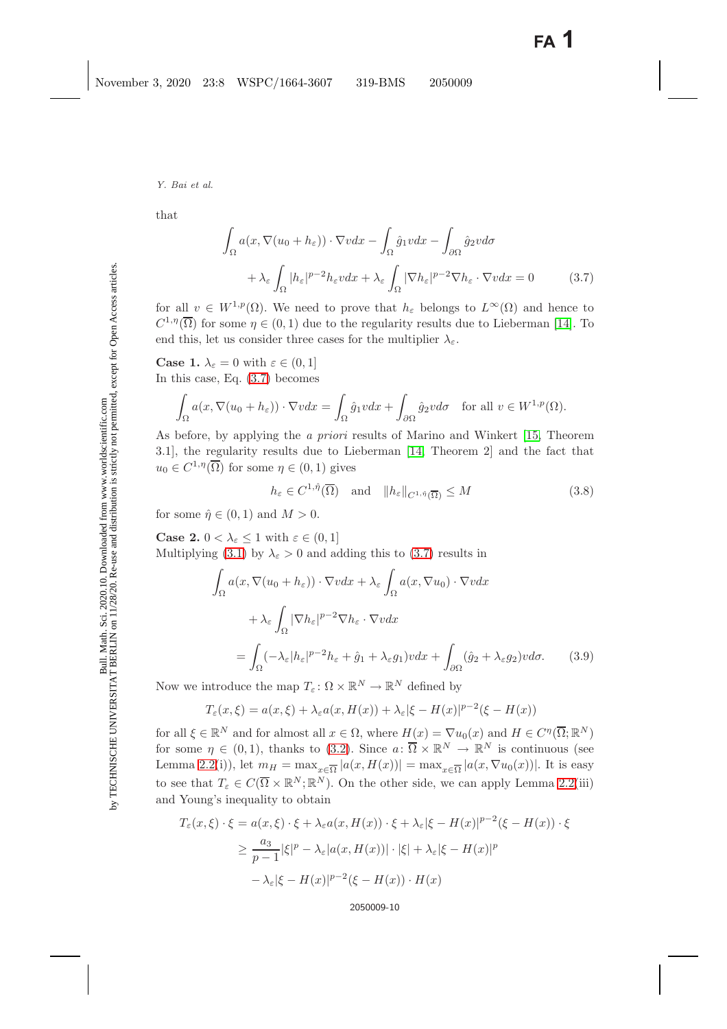that

$$\int_\Omega a(x, \nabla(u_0 + h_\varepsilon)) \cdot \nabla v dx - \int_\Omega \hat{g}_1 v dx - \int_{\partial\Omega} \hat{g}_2 v d\sigma$$
$$+ \lambda_\varepsilon \int_\Omega |h_\varepsilon|^{p-2} h_\varepsilon v dx + \lambda_\varepsilon \int_\Omega |\nabla h_\varepsilon|^{p-2} \nabla h_\varepsilon \cdot \nabla v dx = 0 \tag{3.7}$$

for all $v \in W^{1,p}(\Omega)$. We need to prove that $h_\varepsilon$ belongs to $L^\infty(\Omega)$ and hence to $C^{1,\eta}(\overline{\Omega})$ for some $\eta \in (0,1)$ due to the regularity results due to Lieberman [14]. To end this, let us consider three cases for the multiplier $\lambda_\varepsilon$.

**Case 1.** $\lambda_\varepsilon = 0$ with $\varepsilon \in (0,1]$

In this case, Eq. (3.7) becomes

$$\int_\Omega a(x, \nabla(u_0 + h_\varepsilon)) \cdot \nabla v dx = \int_\Omega \hat{g}_1 v dx + \int_{\partial\Omega} \hat{g}_2 v d\sigma \quad \text{for all } v \in W^{1,p}(\Omega).$$

As before, by applying the *a priori* results of Marino and Winkert [15, Theorem 3.1], the regularity results due to Lieberman [14, Theorem 2] and the fact that $u_0 \in C^{1,\eta}(\overline{\Omega})$ for some $\eta \in (0,1)$ gives

$$h_\varepsilon \in C^{1,\hat{\eta}}(\overline{\Omega}) \quad \text{and} \quad \|h_\varepsilon\|_{C^{1,\hat{\eta}}(\overline{\Omega})} \le M \tag{3.8}$$

for some $\hat{\eta} \in (0,1)$ and $M > 0$.

**Case 2.** $0 < \lambda_\varepsilon \le 1$ with $\varepsilon \in (0,1]$

Multiplying (3.1) by $\lambda_\varepsilon > 0$ and adding this to (3.7) results in

$$\int_\Omega a(x, \nabla(u_0 + h_\varepsilon)) \cdot \nabla v dx + \lambda_\varepsilon \int_\Omega a(x, \nabla u_0) \cdot \nabla v dx$$
$$+ \lambda_\varepsilon \int_\Omega |\nabla h_\varepsilon|^{p-2} \nabla h_\varepsilon \cdot \nabla v dx$$
$$= \int_\Omega (-\lambda_\varepsilon |h_\varepsilon|^{p-2} h_\varepsilon + \hat{g}_1 + \lambda_\varepsilon g_1) v dx + \int_{\partial\Omega} (\hat{g}_2 + \lambda_\varepsilon g_2) v d\sigma. \tag{3.9}$$

Now we introduce the map $T_\varepsilon \colon \Omega \times \mathbb{R}^N \to \mathbb{R}^N$ defined by

$$T_\varepsilon(x, \xi) = a(x, \xi) + \lambda_\varepsilon a(x, H(x)) + \lambda_\varepsilon |\xi - H(x)|^{p-2}(\xi - H(x))$$

for all $\xi \in \mathbb{R}^N$ and for almost all $x \in \Omega$, where $H(x) = \nabla u_0(x)$ and $H \in C^\eta(\overline{\Omega}; \mathbb{R}^N)$ for some $\eta \in (0,1)$, thanks to (3.2). Since $a \colon \overline{\Omega} \times \mathbb{R}^N \to \mathbb{R}^N$ is continuous (see Lemma 2.2(i)), let $m_H = \max_{x \in \overline{\Omega}} |a(x, H(x))| = \max_{x \in \overline{\Omega}} |a(x, \nabla u_0(x))|$. It is easy to see that $T_\varepsilon \in C(\overline{\Omega} \times \mathbb{R}^N; \mathbb{R}^N)$. On the other side, we can apply Lemma 2.2(iii) and Young's inequality to obtain

$$\begin{aligned} T_\varepsilon(x, \xi) \cdot \xi &= a(x, \xi) \cdot \xi + \lambda_\varepsilon a(x, H(x)) \cdot \xi + \lambda_\varepsilon |\xi - H(x)|^{p-2}(\xi - H(x)) \cdot \xi \\ &\ge \frac{a_3}{p-1} |\xi|^p - \lambda_\varepsilon |a(x, H(x))| \cdot |\xi| + \lambda_\varepsilon |\xi - H(x)|^p \\ &\quad - \lambda_\varepsilon |\xi - H(x)|^{p-2}(\xi - H(x)) \cdot H(x) \end{aligned}$$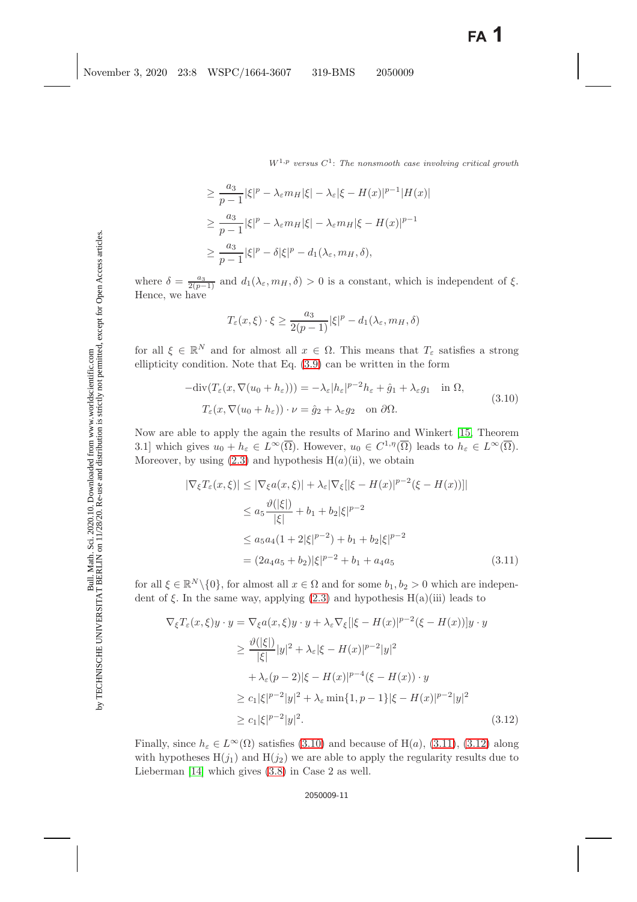$$
\begin{aligned}
&\geq \frac{a_3}{p-1}|\xi|^p - \lambda_\varepsilon m_H |\xi| - \lambda_\varepsilon |\xi - H(x)|^{p-1}|H(x)| \\
&\geq \frac{a_3}{p-1}|\xi|^p - \lambda_\varepsilon m_H |\xi| - \lambda_\varepsilon m_H |\xi - H(x)|^{p-1} \\
&\geq \frac{a_3}{p-1}|\xi|^p - \delta|\xi|^p - d_1(\lambda_\varepsilon, m_H, \delta),
\end{aligned}
$$

where $\delta = \frac{a_3}{2(p-1)}$ and $d_1(\lambda_\varepsilon, m_H, \delta) > 0$ is a constant, which is independent of $\xi$. Hence, we have

$$
T_\varepsilon(x, \xi) \cdot \xi \geq \frac{a_3}{2(p-1)}|\xi|^p - d_1(\lambda_\varepsilon, m_H, \delta)
$$

for all $\xi \in \mathbb{R}^N$ and for almost all $x \in \Omega$. This means that $T_\varepsilon$ satisfies a strong ellipticity condition. Note that Eq. (3.9) can be written in the form

$$
\begin{aligned}
-\operatorname{div}(T_\varepsilon(x, \nabla(u_0 + h_\varepsilon))) &= -\lambda_\varepsilon |h_\varepsilon|^{p-2} h_\varepsilon + \hat{g}_1 + \lambda_\varepsilon g_1 \quad \text{in } \Omega, \\
T_\varepsilon(x, \nabla(u_0 + h_\varepsilon)) \cdot \nu &= \hat{g}_2 + \lambda_\varepsilon g_2 \quad \text{on } \partial\Omega.
\end{aligned} \tag{3.10}
$$

Now are able to apply the again the results of Marino and Winkert [15, Theorem 3.1] which gives $u_0 + h_\varepsilon \in L^\infty(\overline{\Omega})$. However, $u_0 \in C^{1,\eta}(\overline{\Omega})$ leads to $h_\varepsilon \in L^\infty(\overline{\Omega})$. Moreover, by using (2.3) and hypothesis H$(a)$(ii), we obtain

$$
\begin{aligned}
|\nabla_\xi T_\varepsilon(x, \xi)| &\leq |\nabla_\xi a(x, \xi)| + \lambda_\varepsilon |\nabla_\xi [|\xi - H(x)|^{p-2}(\xi - H(x))]| \\
&\leq a_5 \frac{\vartheta(|\xi|)}{|\xi|} + b_1 + b_2 |\xi|^{p-2} \\
&\leq a_5 a_4 (1 + 2|\xi|^{p-2}) + b_1 + b_2 |\xi|^{p-2} \\
&= (2a_4 a_5 + b_2)|\xi|^{p-2} + b_1 + a_4 a_5
\end{aligned} \tag{3.11}
$$

for all $\xi \in \mathbb{R}^N \setminus \{0\}$, for almost all $x \in \Omega$ and for some $b_1, b_2 > 0$ which are independent of $\xi$. In the same way, applying (2.3) and hypothesis H(a)(iii) leads to

$$
\begin{aligned}
\nabla_\xi T_\varepsilon(x, \xi) y \cdot y &= \nabla_\xi a(x, \xi) y \cdot y + \lambda_\varepsilon \nabla_\xi [|\xi - H(x)|^{p-2}(\xi - H(x))] y \cdot y \\
&\geq \frac{\vartheta(|\xi|)}{|\xi|}|y|^2 + \lambda_\varepsilon |\xi - H(x)|^{p-2}|y|^2 \\
&\quad + \lambda_\varepsilon (p-2)|\xi - H(x)|^{p-4}(\xi - H(x)) \cdot y \\
&\geq c_1 |\xi|^{p-2}|y|^2 + \lambda_\varepsilon \min\{1, p-1\}|\xi - H(x)|^{p-2}|y|^2 \\
&\geq c_1 |\xi|^{p-2}|y|^2.
\end{aligned} \tag{3.12}
$$

Finally, since $h_\varepsilon \in L^\infty(\Omega)$ satisfies (3.10) and because of H$(a)$, (3.11), (3.12) along with hypotheses H$(j_1)$ and H$(j_2)$ we are able to apply the regularity results due to Lieberman [14] which gives (3.8) in Case 2 as well.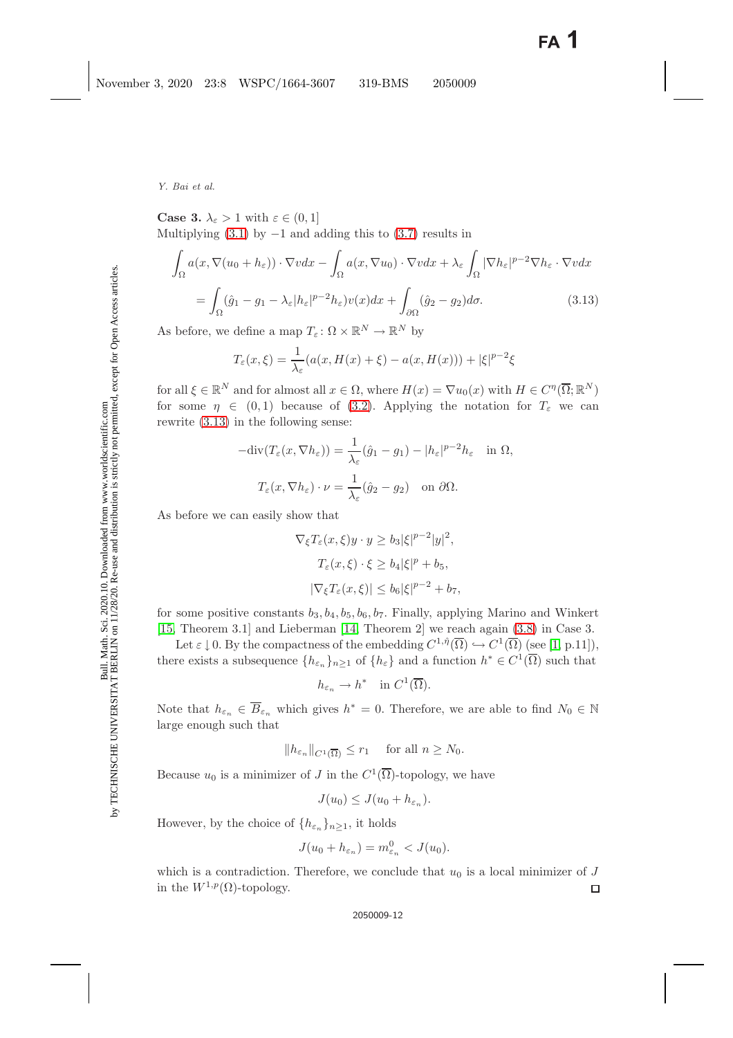**Case 3.** $\lambda_\varepsilon > 1$ with $\varepsilon \in (0, 1]$

Multiplying (3.1) by $-1$ and adding this to (3.7) results in

$$\int_\Omega a(x, \nabla(u_0 + h_\varepsilon)) \cdot \nabla v dx - \int_\Omega a(x, \nabla u_0) \cdot \nabla v dx + \lambda_\varepsilon \int_\Omega |\nabla h_\varepsilon|^{p-2} \nabla h_\varepsilon \cdot \nabla v dx$$
$$= \int_\Omega (\hat{g}_1 - g_1 - \lambda_\varepsilon |h_\varepsilon|^{p-2} h_\varepsilon) v(x) dx + \int_{\partial\Omega} (\hat{g}_2 - g_2) d\sigma. \tag{3.13}$$

As before, we define a map $T_\varepsilon \colon \Omega \times \mathbb{R}^N \to \mathbb{R}^N$ by

$$T_\varepsilon(x, \xi) = \frac{1}{\lambda_\varepsilon}(a(x, H(x) + \xi) - a(x, H(x))) + |\xi|^{p-2}\xi$$

for all $\xi \in \mathbb{R}^N$ and for almost all $x \in \Omega$, where $H(x) = \nabla u_0(x)$ with $H \in C^\eta(\overline{\Omega}; \mathbb{R}^N)$ for some $\eta \in (0, 1)$ because of (3.2). Applying the notation for $T_\varepsilon$ we can rewrite (3.13) in the following sense:

$$-\mathrm{div}(T_\varepsilon(x, \nabla h_\varepsilon)) = \frac{1}{\lambda_\varepsilon}(\hat{g}_1 - g_1) - |h_\varepsilon|^{p-2} h_\varepsilon \quad \text{in } \Omega,$$
$$T_\varepsilon(x, \nabla h_\varepsilon) \cdot \nu = \frac{1}{\lambda_\varepsilon}(\hat{g}_2 - g_2) \quad \text{on } \partial\Omega.$$

As before we can easily show that

$$\nabla_\xi T_\varepsilon(x, \xi) y \cdot y \geq b_3 |\xi|^{p-2} |y|^2,$$
$$T_\varepsilon(x, \xi) \cdot \xi \geq b_4 |\xi|^p + b_5,$$
$$|\nabla_\xi T_\varepsilon(x, \xi)| \leq b_6 |\xi|^{p-2} + b_7,$$

for some positive constants $b_3, b_4, b_5, b_6, b_7$. Finally, applying Marino and Winkert [15, Theorem 3.1] and Lieberman [14, Theorem 2] we reach again (3.8) in Case 3.

Let $\varepsilon \downarrow 0$. By the compactness of the embedding $C^{1,\hat{\eta}}(\overline{\Omega}) \hookrightarrow C^1(\overline{\Omega})$ (see [1, p.11]), there exists a subsequence $\{h_{\varepsilon_n}\}_{n \geq 1}$ of $\{h_\varepsilon\}$ and a function $h^* \in C^1(\overline{\Omega})$ such that

$$h_{\varepsilon_n} \to h^* \quad \text{in } C^1(\overline{\Omega}).$$

Note that $h_{\varepsilon_n} \in \overline{B}_{\varepsilon_n}$ which gives $h^* = 0$. Therefore, we are able to find $N_0 \in \mathbb{N}$ large enough such that

$$\|h_{\varepsilon_n}\|_{C^1(\overline{\Omega})} \leq r_1 \quad \text{for all } n \geq N_0.$$

Because $u_0$ is a minimizer of $J$ in the $C^1(\overline{\Omega})$-topology, we have

$$J(u_0) \leq J(u_0 + h_{\varepsilon_n}).$$

However, by the choice of $\{h_{\varepsilon_n}\}_{n \geq 1}$, it holds

$$J(u_0 + h_{\varepsilon_n}) = m^0_{\varepsilon_n} < J(u_0).$$

which is a contradiction. Therefore, we conclude that $u_0$ is a local minimizer of $J$ in the $W^{1,p}(\Omega)$-topology. □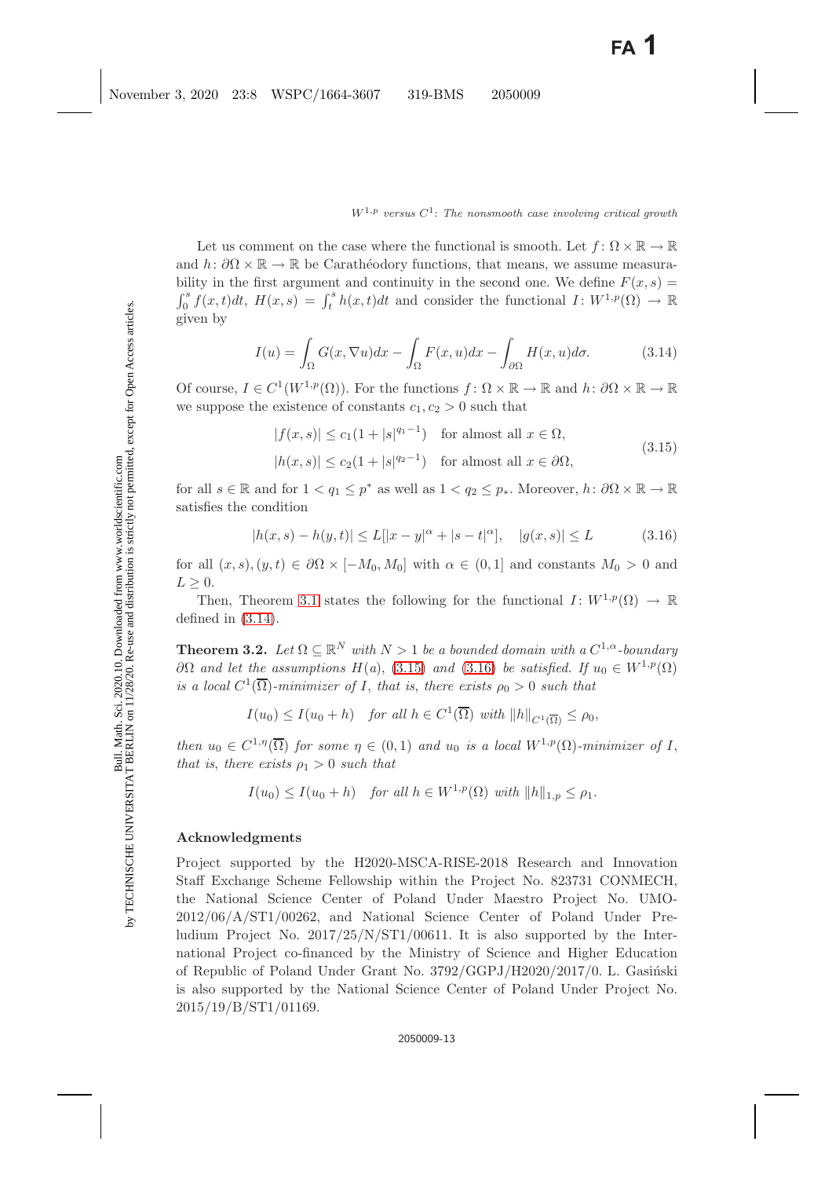Let us comment on the case where the functional is smooth. Let $f\colon \Omega \times \mathbb{R} \to \mathbb{R}$ and $h\colon \partial\Omega \times \mathbb{R} \to \mathbb{R}$ be Carathéodory functions, that means, we assume measurability in the first argument and continuity in the second one. We define $F(x,s) = \int_0^s f(x,t)dt$, $H(x,s) = \int_t^s h(x,t)dt$ and consider the functional $I\colon W^{1,p}(\Omega) \to \mathbb{R}$ given by

$$I(u) = \int_\Omega G(x, \nabla u)dx - \int_\Omega F(x,u)dx - \int_{\partial\Omega} H(x,u)d\sigma. \tag{3.14}$$

Of course, $I \in C^1(W^{1,p}(\Omega))$. For the functions $f\colon \Omega \times \mathbb{R} \to \mathbb{R}$ and $h\colon \partial\Omega \times \mathbb{R} \to \mathbb{R}$ we suppose the existence of constants $c_1, c_2 > 0$ such that

$$\begin{aligned}
|f(x,s)| &\le c_1(1+|s|^{q_1-1}) \quad \text{for almost all } x \in \Omega,\\
|h(x,s)| &\le c_2(1+|s|^{q_2-1}) \quad \text{for almost all } x \in \partial\Omega,
\end{aligned} \tag{3.15}$$

for all $s \in \mathbb{R}$ and for $1 < q_1 \le p^*$ as well as $1 < q_2 \le p_*$. Moreover, $h\colon \partial\Omega \times \mathbb{R} \to \mathbb{R}$ satisfies the condition

$$|h(x,s) - h(y,t)| \le L[|x-y|^\alpha + |s-t|^\alpha], \quad |g(x,s)| \le L \tag{3.16}$$

for all $(x,s), (y,t) \in \partial\Omega \times [-M_0, M_0]$ with $\alpha \in (0,1]$ and constants $M_0 > 0$ and $L \ge 0$.

Then, Theorem 3.1 states the following for the functional $I\colon W^{1,p}(\Omega) \to \mathbb{R}$ defined in (3.14).

**Theorem 3.2.** *Let $\Omega \subseteq \mathbb{R}^N$ with $N > 1$ be a bounded domain with a $C^{1,\alpha}$-boundary $\partial\Omega$ and let the assumptions $H(a)$, (3.15) and (3.16) be satisfied. If $u_0 \in W^{1,p}(\Omega)$ is a local $C^1(\overline{\Omega})$-minimizer of $I$, that is, there exists $\rho_0 > 0$ such that*

$$I(u_0) \le I(u_0 + h) \quad \text{for all } h \in C^1(\overline{\Omega}) \text{ with } \|h\|_{C^1(\overline{\Omega})} \le \rho_0,$$

*then $u_0 \in C^{1,\eta}(\overline{\Omega})$ for some $\eta \in (0,1)$ and $u_0$ is a local $W^{1,p}(\Omega)$-minimizer of $I$, that is, there exists $\rho_1 > 0$ such that*

$$I(u_0) \le I(u_0 + h) \quad \text{for all } h \in W^{1,p}(\Omega) \text{ with } \|h\|_{1,p} \le \rho_1.$$

## Acknowledgments

Project supported by the H2020-MSCA-RISE-2018 Research and Innovation Staff Exchange Scheme Fellowship within the Project No. 823731 CONMECH, the National Science Center of Poland Under Maestro Project No. UMO-2012/06/A/ST1/00262, and National Science Center of Poland Under Preludium Project No. 2017/25/N/ST1/00611. It is also supported by the International Project co-financed by the Ministry of Science and Higher Education of Republic of Poland Under Grant No. 3792/GGPJ/H2020/2017/0. L. Gasiński is also supported by the National Science Center of Poland Under Project No. 2015/19/B/ST1/01169.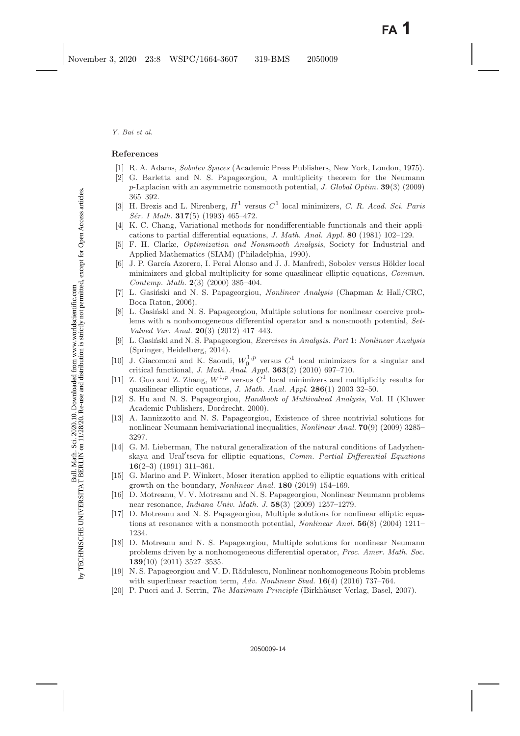## References

[1] R. A. Adams, *Sobolev Spaces* (Academic Press Publishers, New York, London, 1975).

[2] G. Barletta and N. S. Papageorgiou, A multiplicity theorem for the Neumann $p$-Laplacian with an asymmetric nonsmooth potential, *J. Global Optim.* **39**(3) (2009) 365–392.

[3] H. Brezis and L. Nirenberg, $H^1$ versus $C^1$ local minimizers, *C. R. Acad. Sci. Paris Sér. I Math.* **317**(5) (1993) 465–472.

[4] K. C. Chang, Variational methods for nondifferentiable functionals and their applications to partial differential equations, *J. Math. Anal. Appl.* **80** (1981) 102–129.

[5] F. H. Clarke, *Optimization and Nonsmooth Analysis*, Society for Industrial and Applied Mathematics (SIAM) (Philadelphia, 1990).

[6] J. P. García Azorero, I. Peral Alonso and J. J. Manfredi, Sobolev versus Hölder local minimizers and global multiplicity for some quasilinear elliptic equations, *Commun. Contemp. Math.* **2**(3) (2000) 385–404.

[7] L. Gasiński and N. S. Papageorgiou, *Nonlinear Analysis* (Chapman & Hall/CRC, Boca Raton, 2006).

[8] L. Gasiński and N. S. Papageorgiou, Multiple solutions for nonlinear coercive problems with a nonhomogeneous differential operator and a nonsmooth potential, *Set-Valued Var. Anal.* **20**(3) (2012) 417–443.

[9] L. Gasiński and N. S. Papageorgiou, *Exercises in Analysis. Part* 1: *Nonlinear Analysis* (Springer, Heidelberg, 2014).

[10] J. Giacomoni and K. Saoudi, $W_0^{1,p}$ versus $C^1$ local minimizers for a singular and critical functional, *J. Math. Anal. Appl.* **363**(2) (2010) 697–710.

[11] Z. Guo and Z. Zhang, $W^{1,p}$ versus $C^1$ local minimizers and multiplicity results for quasilinear elliptic equations, *J. Math. Anal. Appl.* **286**(1) 2003 32–50.

[12] S. Hu and N. S. Papageorgiou, *Handbook of Multivalued Analysis*, Vol. II (Kluwer Academic Publishers, Dordrecht, 2000).

[13] A. Iannizzotto and N. S. Papageorgiou, Existence of three nontrivial solutions for nonlinear Neumann hemivariational inequalities, *Nonlinear Anal.* **70**(9) (2009) 3285–3297.

[14] G. M. Lieberman, The natural generalization of the natural conditions of Ladyzhenskaya and Ural′tseva for elliptic equations, *Comm. Partial Differential Equations* **16**(2–3) (1991) 311–361.

[15] G. Marino and P. Winkert, Moser iteration applied to elliptic equations with critical growth on the boundary, *Nonlinear Anal.* **180** (2019) 154–169.

[16] D. Motreanu, V. V. Motreanu and N. S. Papageorgiou, Nonlinear Neumann problems near resonance, *Indiana Univ. Math. J.* **58**(3) (2009) 1257–1279.

[17] D. Motreanu and N. S. Papageorgiou, Multiple solutions for nonlinear elliptic equations at resonance with a nonsmooth potential, *Nonlinear Anal.* **56**(8) (2004) 1211–1234.

[18] D. Motreanu and N. S. Papageorgiou, Multiple solutions for nonlinear Neumann problems driven by a nonhomogeneous differential operator, *Proc. Amer. Math. Soc.* **139**(10) (2011) 3527–3535.

[19] N. S. Papageorgiou and V. D. Rădulescu, Nonlinear nonhomogeneous Robin problems with superlinear reaction term, *Adv. Nonlinear Stud.* **16**(4) (2016) 737–764.

[20] P. Pucci and J. Serrin, *The Maximum Principle* (Birkhäuser Verlag, Basel, 2007).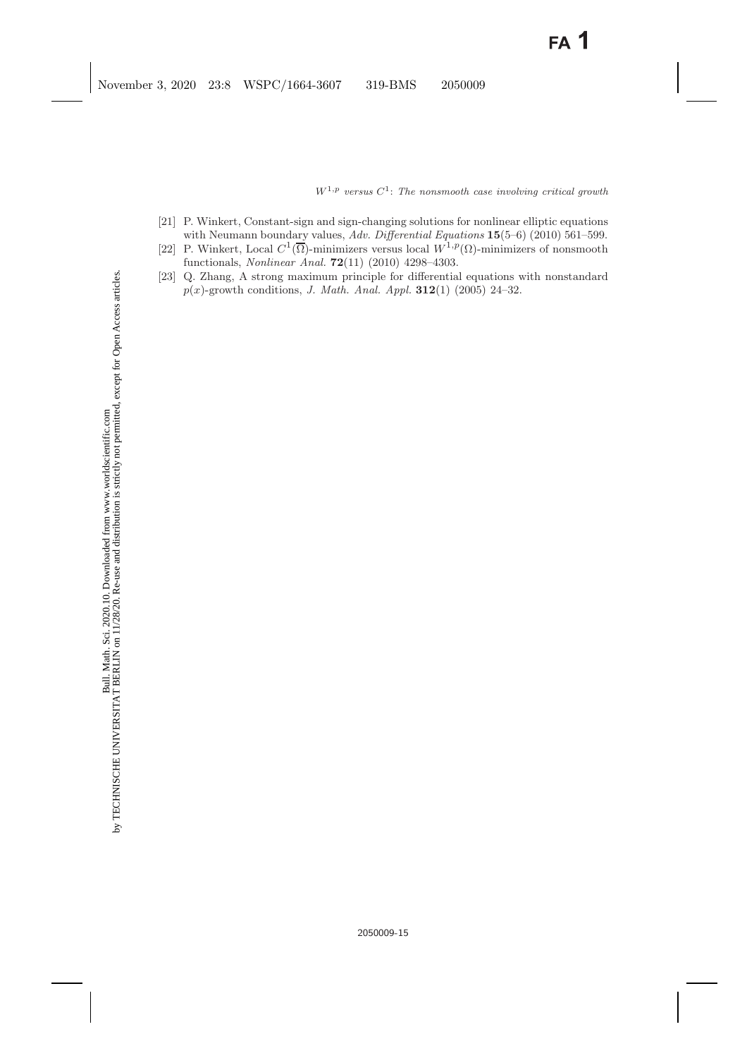[21] P. Winkert, Constant-sign and sign-changing solutions for nonlinear elliptic equations with Neumann boundary values, *Adv. Differential Equations* **15**(5–6) (2010) 561–599.

[22] P. Winkert, Local $C^1(\overline{\Omega})$-minimizers versus local $W^{1,p}(\Omega)$-minimizers of nonsmooth functionals, *Nonlinear Anal.* **72**(11) (2010) 4298–4303.

[23] Q. Zhang, A strong maximum principle for differential equations with nonstandard $p(x)$-growth conditions, *J. Math. Anal. Appl.* **312**(1) (2005) 24–32.